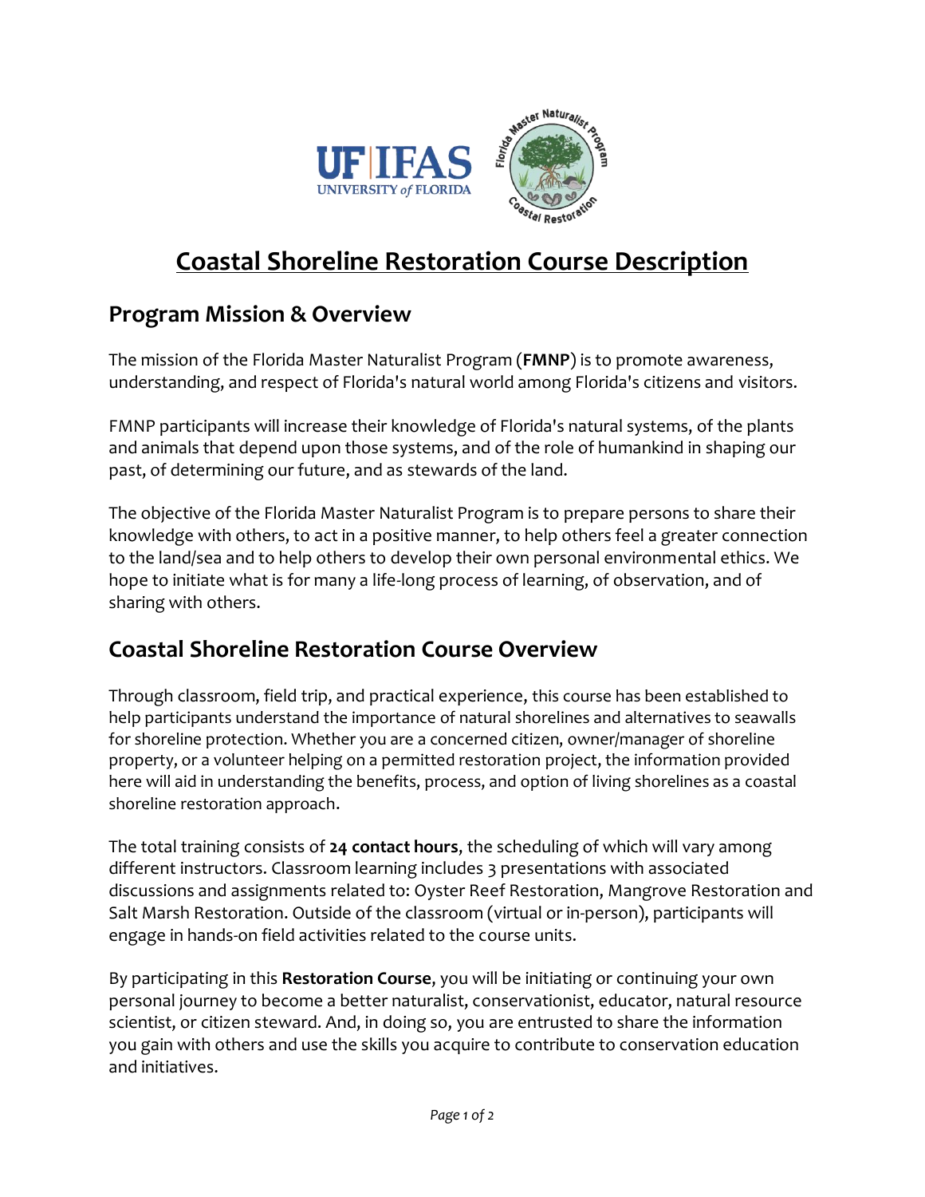# Coastal Shoreline Restoration Course Description

## Program Mission & Overview

The mission of the Florida Master Naturalist Program (**FMNP**) is to promote awareness, understanding, and respect of Florida's natural world among Florida's citizens and visitors.

FMNP participants will increase their knowledge of Florida's natural systems, of the plants and animals that depend upon those systems, and of the role of humankind in shaping our past, of determining our future, and as stewards of the land.

The objective of the Florida Master Naturalist Program is to prepare persons to share their knowledge with others, to act in a positive manner, to help others feel a greater connection to the land/sea and to help others to develop their own personal environmental ethics. We hope to initiate what is for many a life-long process of learning, of observation, and of sharing with others.

## Coastal Shoreline Restoration Course Overview

Through classroom, field trip, and practical experience, this course has been established to help participants understand the importance of natural shorelines and alternatives to seawalls for shoreline protection. Whether you are a concerned citizen, owner/manager of shoreline property, or a volunteer helping on a permitted restoration project, the information provided here will aid in understanding the benefits, process, and option of living shorelines as a coastal shoreline restoration approach.

The total training consists of **24 contact hours**, the scheduling of which will vary among different instructors. Classroom learning includes 3 presentations with associated discussions and assignments related to: Oyster Reef Restoration, Mangrove Restoration and Salt Marsh Restoration. Outside of the classroom (virtual or in-person), participants will engage in hands-on field activities related to the course units.

By participating in this **Restoration Course**, you will be initiating or continuing your own personal journey to become a better naturalist, conservationist, educator, natural resource scientist, or citizen steward. And, in doing so, you are entrusted to share the information you gain with others and use the skills you acquire to contribute to conservation education and initiatives.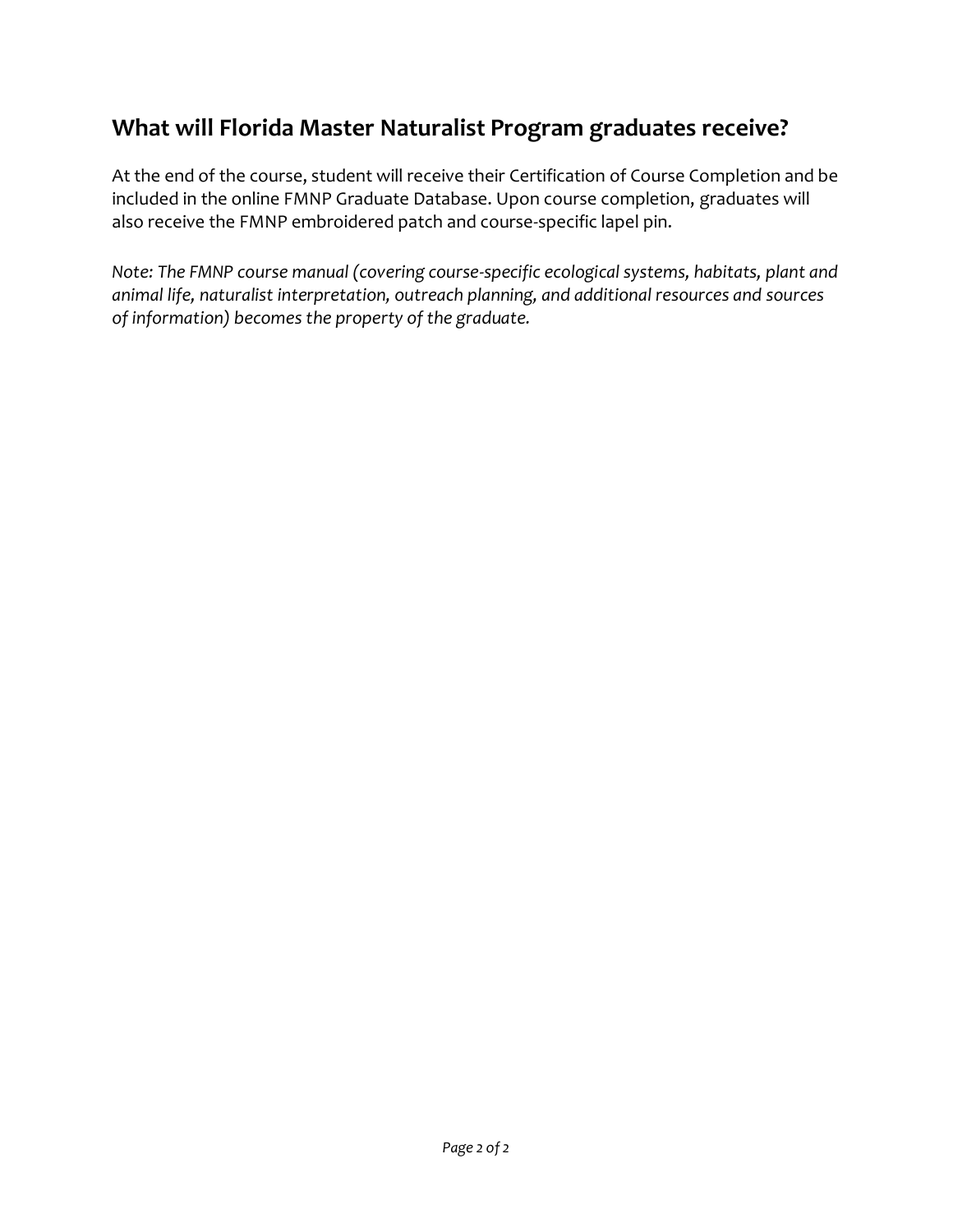## What will Florida Master Naturalist Program graduates receive?

At the end of the course, student will receive their Certification of Course Completion and be included in the online FMNP Graduate Database. Upon course completion, graduates will also receive the FMNP embroidered patch and course-specific lapel pin.

*Note: The FMNP course manual (covering course-specific ecological systems, habitats, plant and animal life, naturalist interpretation, outreach planning, and additional resources and sources of information) becomes the property of the graduate.*